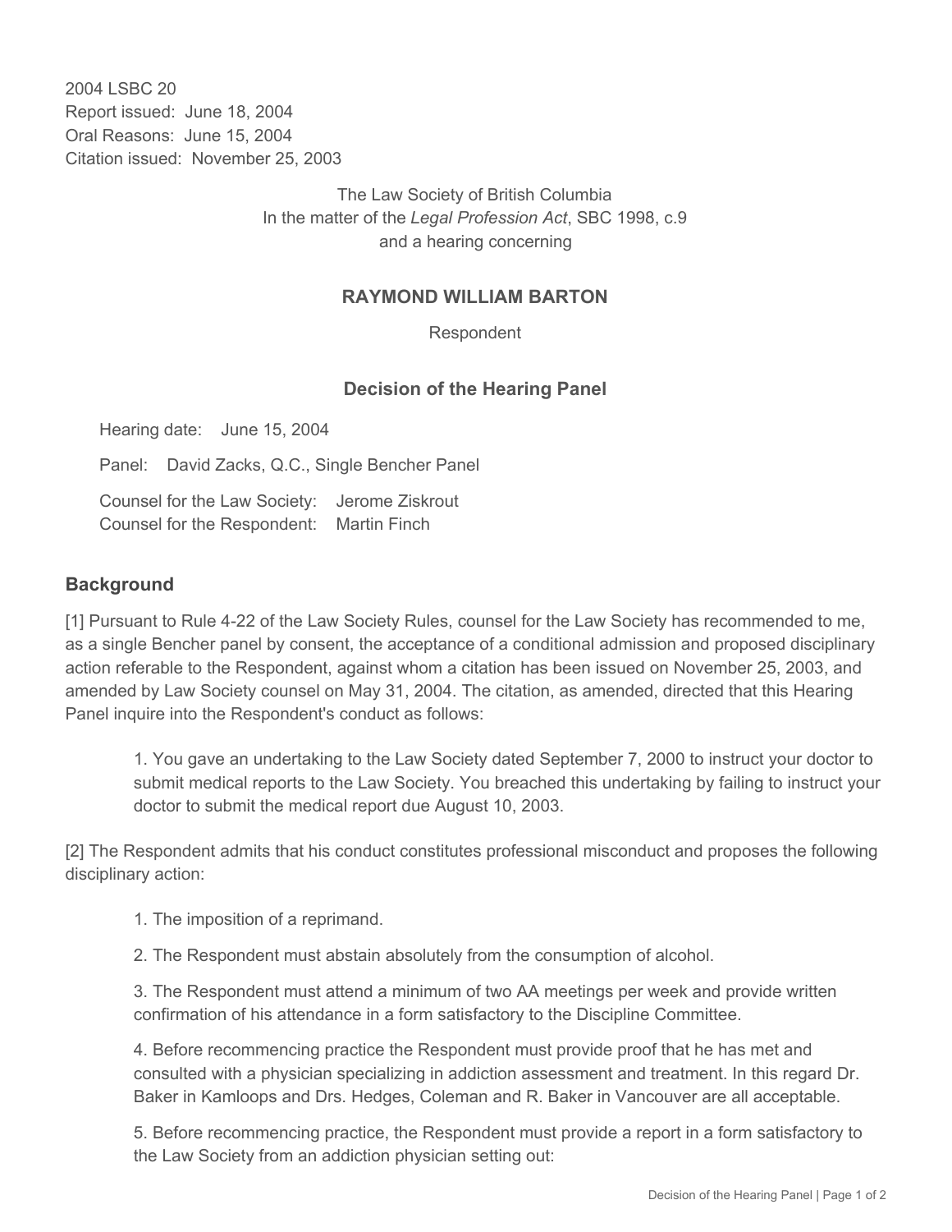2004 LSBC 20
Report issued: June 18, 2004
Oral Reasons: June 15, 2004
Citation issued: November 25, 2003

The Law Society of British Columbia
In the matter of the *Legal Profession Act*, SBC 1998, c.9
and a hearing concerning

**RAYMOND WILLIAM BARTON**

Respondent

## Decision of the Hearing Panel

Hearing date: June 15, 2004

Panel: David Zacks, Q.C., Single Bencher Panel

Counsel for the Law Society: Jerome Ziskrout
Counsel for the Respondent: Martin Finch

## Background

[1] Pursuant to Rule 4-22 of the Law Society Rules, counsel for the Law Society has recommended to me, as a single Bencher panel by consent, the acceptance of a conditional admission and proposed disciplinary action referable to the Respondent, against whom a citation has been issued on November 25, 2003, and amended by Law Society counsel on May 31, 2004. The citation, as amended, directed that this Hearing Panel inquire into the Respondent's conduct as follows:

> 1. You gave an undertaking to the Law Society dated September 7, 2000 to instruct your doctor to submit medical reports to the Law Society. You breached this undertaking by failing to instruct your doctor to submit the medical report due August 10, 2003.

[2] The Respondent admits that his conduct constitutes professional misconduct and proposes the following disciplinary action:

> 1. The imposition of a reprimand.
>
> 2. The Respondent must abstain absolutely from the consumption of alcohol.
>
> 3. The Respondent must attend a minimum of two AA meetings per week and provide written confirmation of his attendance in a form satisfactory to the Discipline Committee.
>
> 4. Before recommencing practice the Respondent must provide proof that he has met and consulted with a physician specializing in addiction assessment and treatment. In this regard Dr. Baker in Kamloops and Drs. Hedges, Coleman and R. Baker in Vancouver are all acceptable.
>
> 5. Before recommencing practice, the Respondent must provide a report in a form satisfactory to the Law Society from an addiction physician setting out: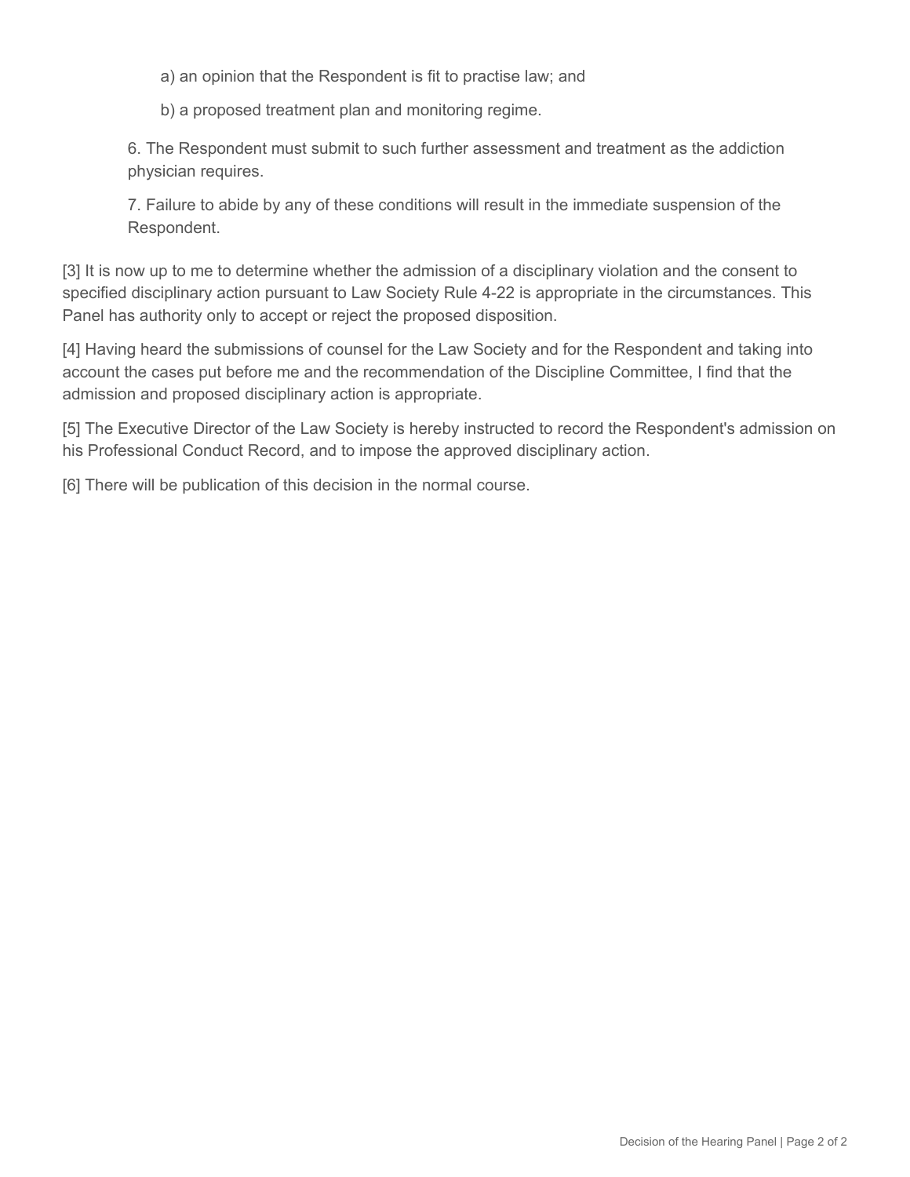a) an opinion that the Respondent is fit to practise law; and

b) a proposed treatment plan and monitoring regime.

6. The Respondent must submit to such further assessment and treatment as the addiction physician requires.

7. Failure to abide by any of these conditions will result in the immediate suspension of the Respondent.

[3] It is now up to me to determine whether the admission of a disciplinary violation and the consent to specified disciplinary action pursuant to Law Society Rule 4-22 is appropriate in the circumstances. This Panel has authority only to accept or reject the proposed disposition.

[4] Having heard the submissions of counsel for the Law Society and for the Respondent and taking into account the cases put before me and the recommendation of the Discipline Committee, I find that the admission and proposed disciplinary action is appropriate.

[5] The Executive Director of the Law Society is hereby instructed to record the Respondent's admission on his Professional Conduct Record, and to impose the approved disciplinary action.

[6] There will be publication of this decision in the normal course.